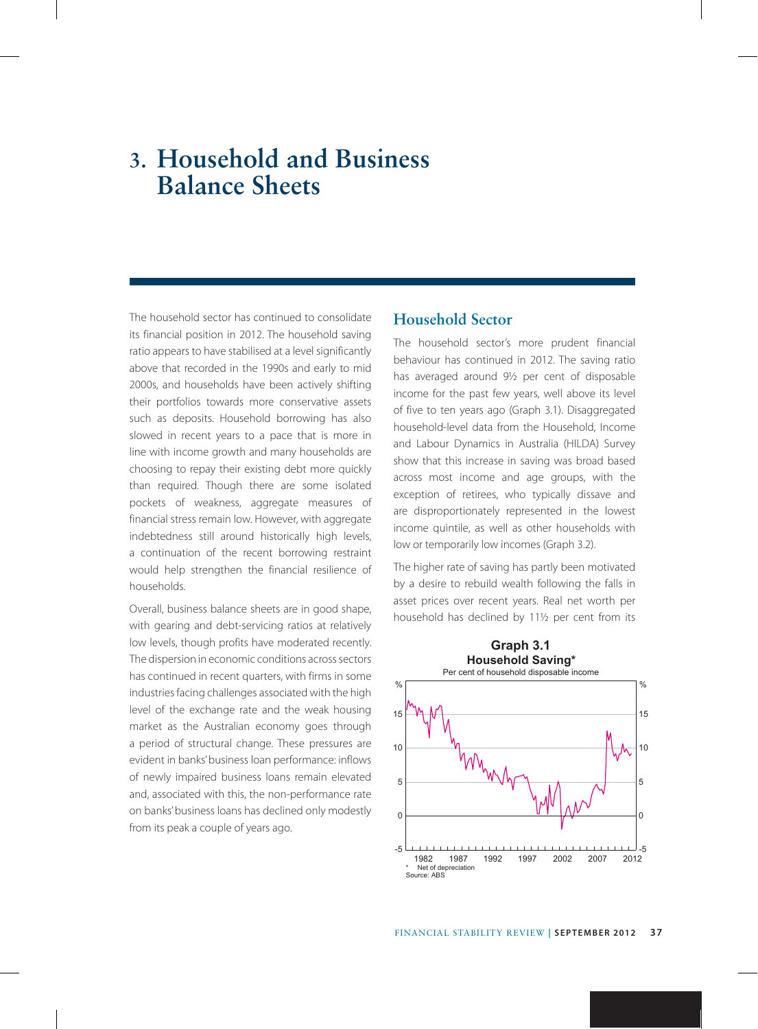# 3. Household and Business Balance Sheets

The household sector has continued to consolidate its financial position in 2012. The household saving ratio appears to have stabilised at a level significantly above that recorded in the 1990s and early to mid 2000s, and households have been actively shifting their portfolios towards more conservative assets such as deposits. Household borrowing has also slowed in recent years to a pace that is more in line with income growth and many households are choosing to repay their existing debt more quickly than required. Though there are some isolated pockets of weakness, aggregate measures of financial stress remain low. However, with aggregate indebtedness still around historically high levels, a continuation of the recent borrowing restraint would help strengthen the financial resilience of households.

Overall, business balance sheets are in good shape, with gearing and debt-servicing ratios at relatively low levels, though profits have moderated recently. The dispersion in economic conditions across sectors has continued in recent quarters, with firms in some industries facing challenges associated with the high level of the exchange rate and the weak housing market as the Australian economy goes through a period of structural change. These pressures are evident in banks' business loan performance: inflows of newly impaired business loans remain elevated and, associated with this, the non-performance rate on banks' business loans has declined only modestly from its peak a couple of years ago.

## Household Sector

The household sector's more prudent financial behaviour has continued in 2012. The saving ratio has averaged around 9½ per cent of disposable income for the past few years, well above its level of five to ten years ago (Graph 3.1). Disaggregated household-level data from the Household, Income and Labour Dynamics in Australia (HILDA) Survey show that this increase in saving was broad based across most income and age groups, with the exception of retirees, who typically dissave and are disproportionately represented in the lowest income quintile, as well as other households with low or temporarily low incomes (Graph 3.2).

The higher rate of saving has partly been motivated by a desire to rebuild wealth following the falls in asset prices over recent years. Real net worth per household has declined by 11½ per cent from its

**Graph 3.1**
**Household Saving***
Per cent of household disposable income

\* Net of depreciation
Source: ABS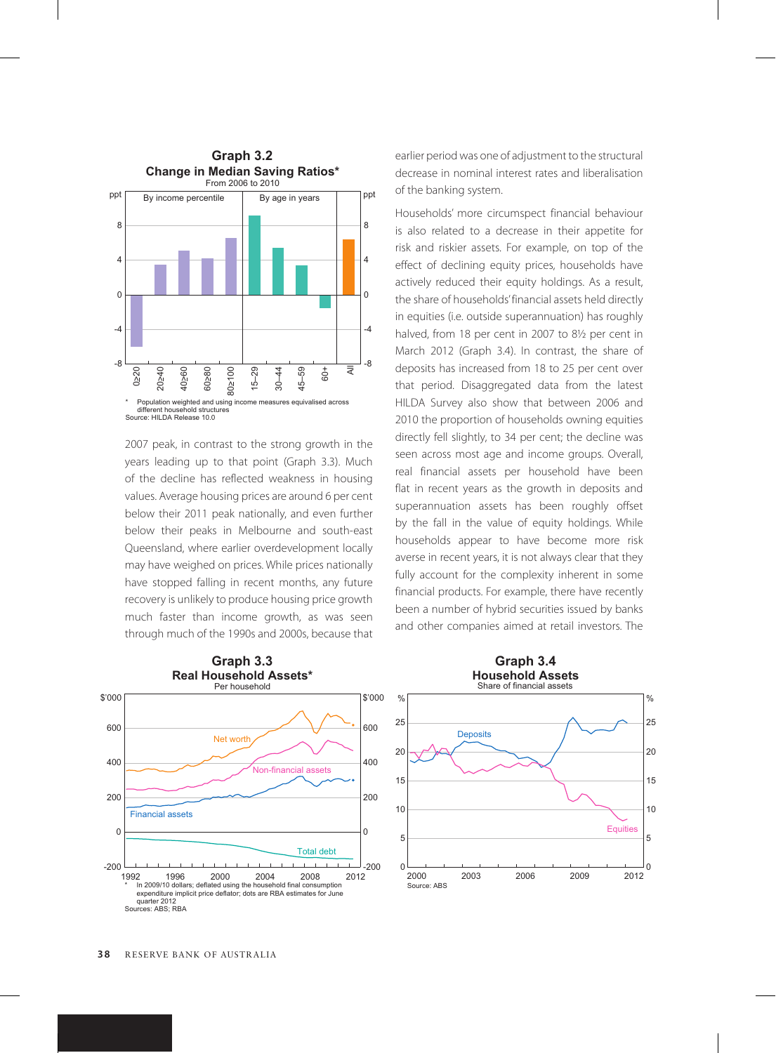**Graph 3.2**
**Change in Median Saving Ratios***
From 2006 to 2010

\* Population weighted and using income measures equivalised across different household structures

Source: HILDA Release 10.0

2007 peak, in contrast to the strong growth in the years leading up to that point (Graph 3.3). Much of the decline has reflected weakness in housing values. Average housing prices are around 6 per cent below their 2011 peak nationally, and even further below their peaks in Melbourne and south-east Queensland, where earlier overdevelopment locally may have weighed on prices. While prices nationally have stopped falling in recent months, any future recovery is unlikely to produce housing price growth much faster than income growth, as was seen through much of the 1990s and 2000s, because that earlier period was one of adjustment to the structural decrease in nominal interest rates and liberalisation of the banking system.

Households' more circumspect financial behaviour is also related to a decrease in their appetite for risk and riskier assets. For example, on top of the effect of declining equity prices, households have actively reduced their equity holdings. As a result, the share of households' financial assets held directly in equities (i.e. outside superannuation) has roughly halved, from 18 per cent in 2007 to 8½ per cent in March 2012 (Graph 3.4). In contrast, the share of deposits has increased from 18 to 25 per cent over that period. Disaggregated data from the latest HILDA Survey also show that between 2006 and 2010 the proportion of households owning equities directly fell slightly, to 34 per cent; the decline was seen across most age and income groups. Overall, real financial assets per household have been flat in recent years as the growth in deposits and superannuation assets has been roughly offset by the fall in the value of equity holdings. While households appear to have become more risk averse in recent years, it is not always clear that they fully account for the complexity inherent in some financial products. For example, there have recently been a number of hybrid securities issued by banks and other companies aimed at retail investors. The

**Graph 3.3**
**Real Household Assets***
Per household

\* In 2009/10 dollars; deflated using the household final consumption expenditure implicit price deflator; dots are RBA estimates for June quarter 2012

Sources: ABS; RBA

**Graph 3.4**
**Household Assets**
Share of financial assets

Source: ABS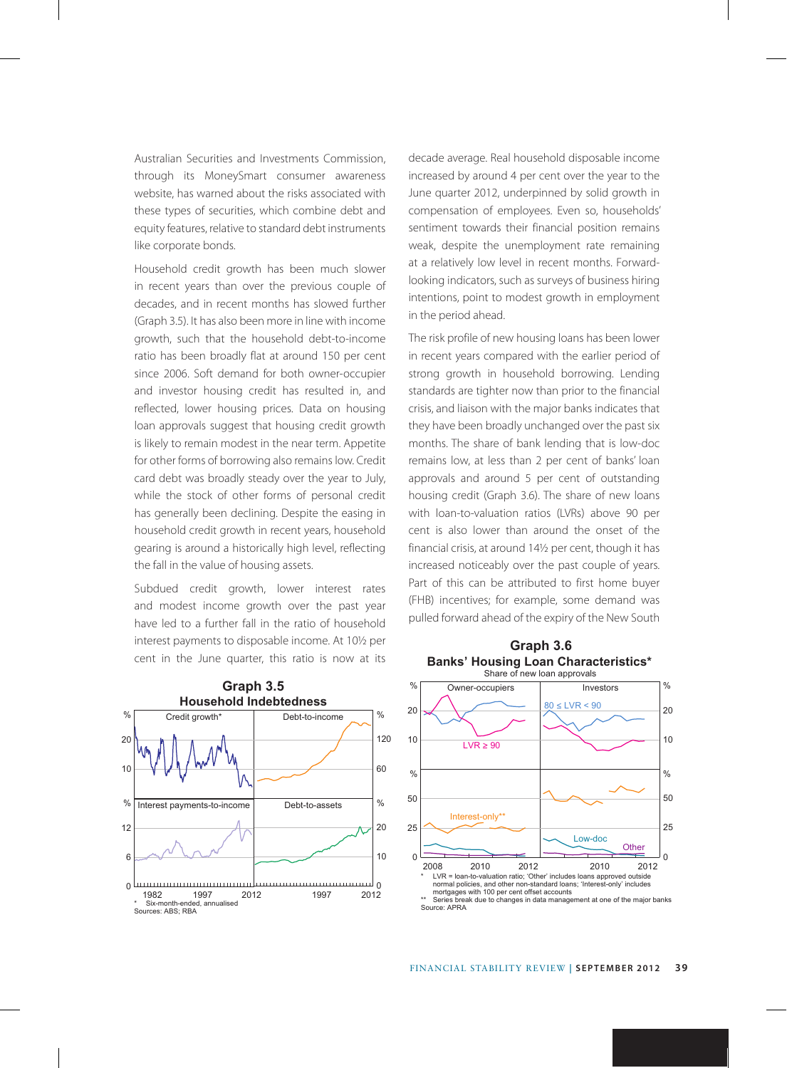Australian Securities and Investments Commission, through its MoneySmart consumer awareness website, has warned about the risks associated with these types of securities, which combine debt and equity features, relative to standard debt instruments like corporate bonds.

Household credit growth has been much slower in recent years than over the previous couple of decades, and in recent months has slowed further (Graph 3.5). It has also been more in line with income growth, such that the household debt-to-income ratio has been broadly flat at around 150 per cent since 2006. Soft demand for both owner-occupier and investor housing credit has resulted in, and reflected, lower housing prices. Data on housing loan approvals suggest that housing credit growth is likely to remain modest in the near term. Appetite for other forms of borrowing also remains low. Credit card debt was broadly steady over the year to July, while the stock of other forms of personal credit has generally been declining. Despite the easing in household credit growth in recent years, household gearing is around a historically high level, reflecting the fall in the value of housing assets.

Subdued credit growth, lower interest rates and modest income growth over the past year have led to a further fall in the ratio of household interest payments to disposable income. At 10½ per cent in the June quarter, this ratio is now at its decade average. Real household disposable income increased by around 4 per cent over the year to the June quarter 2012, underpinned by solid growth in compensation of employees. Even so, households' sentiment towards their financial position remains weak, despite the unemployment rate remaining at a relatively low level in recent months. Forward-looking indicators, such as surveys of business hiring intentions, point to modest growth in employment in the period ahead.

**Graph 3.5**
**Household Indebtedness**

\* Six-month-ended, annualised
Sources: ABS; RBA

The risk profile of new housing loans has been lower in recent years compared with the earlier period of strong growth in household borrowing. Lending standards are tighter now than prior to the financial crisis, and liaison with the major banks indicates that they have been broadly unchanged over the past six months. The share of bank lending that is low-doc remains low, at less than 2 per cent of banks' loan approvals and around 5 per cent of outstanding housing credit (Graph 3.6). The share of new loans with loan-to-valuation ratios (LVRs) above 90 per cent is also lower than around the onset of the financial crisis, at around 14½ per cent, though it has increased noticeably over the past couple of years. Part of this can be attributed to first home buyer (FHB) incentives; for example, some demand was pulled forward ahead of the expiry of the New South

**Graph 3.6**
**Banks' Housing Loan Characteristics***
Share of new loan approvals

\* LVR = loan-to-valuation ratio; 'Other' includes loans approved outside normal policies, and other non-standard loans; 'Interest-only' includes mortgages with 100 per cent offset accounts
\*\* Series break due to changes in data management at one of the major banks
Source: APRA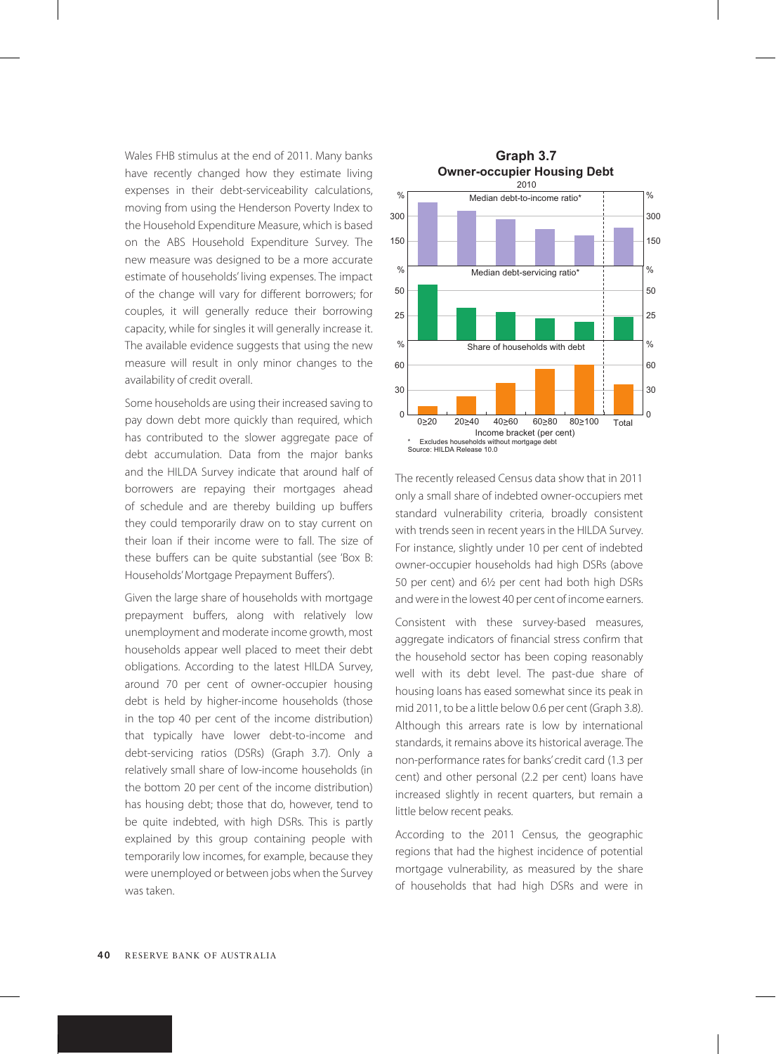Wales FHB stimulus at the end of 2011. Many banks have recently changed how they estimate living expenses in their debt-serviceability calculations, moving from using the Henderson Poverty Index to the Household Expenditure Measure, which is based on the ABS Household Expenditure Survey. The new measure was designed to be a more accurate estimate of households' living expenses. The impact of the change will vary for different borrowers; for couples, it will generally reduce their borrowing capacity, while for singles it will generally increase it. The available evidence suggests that using the new measure will result in only minor changes to the availability of credit overall.

Some households are using their increased saving to pay down debt more quickly than required, which has contributed to the slower aggregate pace of debt accumulation. Data from the major banks and the HILDA Survey indicate that around half of borrowers are repaying their mortgages ahead of schedule and are thereby building up buffers they could temporarily draw on to stay current on their loan if their income were to fall. The size of these buffers can be quite substantial (see 'Box B: Households' Mortgage Prepayment Buffers').

Given the large share of households with mortgage prepayment buffers, along with relatively low unemployment and moderate income growth, most households appear well placed to meet their debt obligations. According to the latest HILDA Survey, around 70 per cent of owner-occupier housing debt is held by higher-income households (those in the top 40 per cent of the income distribution) that typically have lower debt-to-income and debt-servicing ratios (DSRs) (Graph 3.7). Only a relatively small share of low-income households (in the bottom 20 per cent of the income distribution) has housing debt; those that do, however, tend to be quite indebted, with high DSRs. This is partly explained by this group containing people with temporarily low incomes, for example, because they were unemployed or between jobs when the Survey was taken.

**Graph 3.7**
**Owner-occupier Housing Debt**
2010

Panels: Median debt-to-income ratio* (%); Median debt-servicing ratio* (%); Share of households with debt (%)

Income bracket (per cent): 0≥20, 20≥40, 40≥60, 60≥80, 80≥100, Total

\* Excludes households without mortgage debt
Source: HILDA Release 10.0

The recently released Census data show that in 2011 only a small share of indebted owner-occupiers met standard vulnerability criteria, broadly consistent with trends seen in recent years in the HILDA Survey. For instance, slightly under 10 per cent of indebted owner-occupier households had high DSRs (above 50 per cent) and 6½ per cent had both high DSRs and were in the lowest 40 per cent of income earners.

Consistent with these survey-based measures, aggregate indicators of financial stress confirm that the household sector has been coping reasonably well with its debt level. The past-due share of housing loans has eased somewhat since its peak in mid 2011, to be a little below 0.6 per cent (Graph 3.8). Although this arrears rate is low by international standards, it remains above its historical average. The non-performance rates for banks' credit card (1.3 per cent) and other personal (2.2 per cent) loans have increased slightly in recent quarters, but remain a little below recent peaks.

According to the 2011 Census, the geographic regions that had the highest incidence of potential mortgage vulnerability, as measured by the share of households that had high DSRs and were in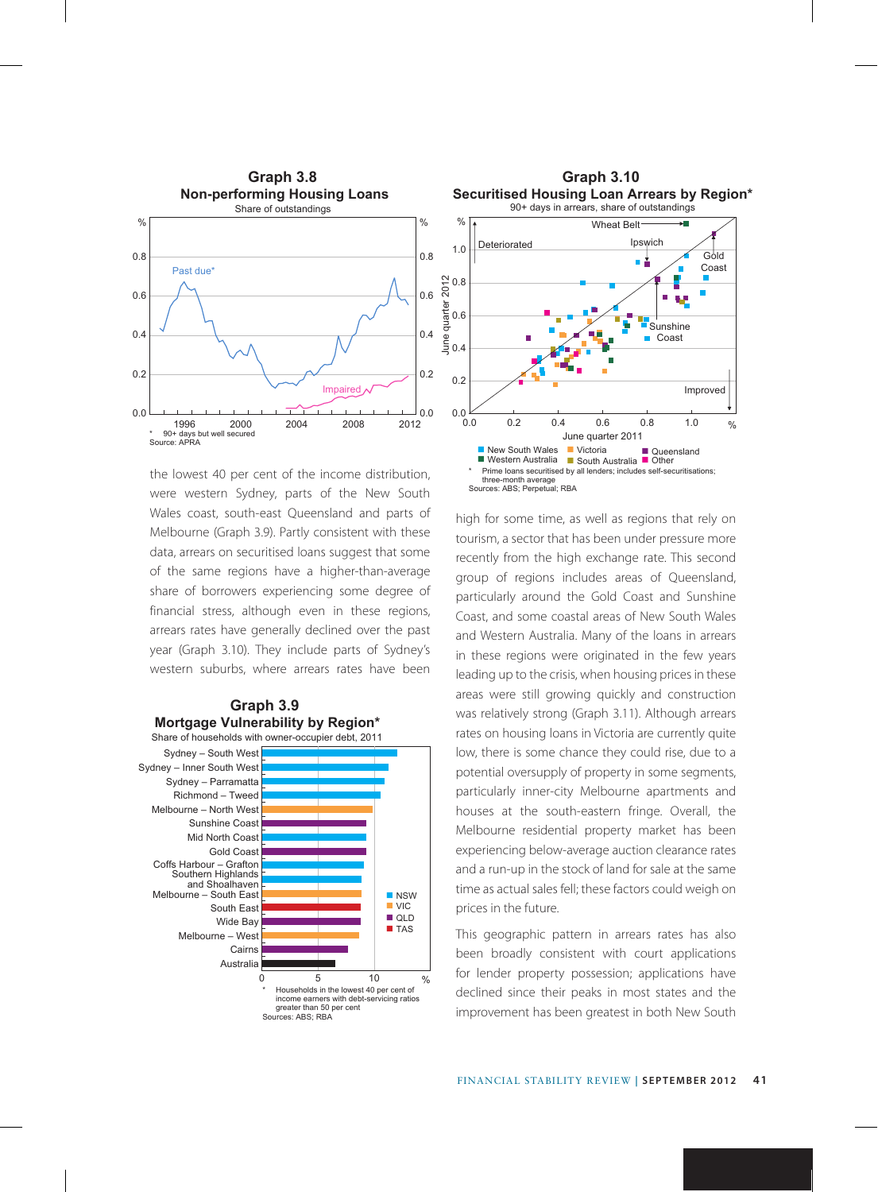**Graph 3.8**
**Non-performing Housing Loans**
Share of outstandings

\* 90+ days but well secured
Source: APRA

**Graph 3.10**
**Securitised Housing Loan Arrears by Region\***
90+ days in arrears, share of outstandings

\* Prime loans securitised by all lenders; includes self-securitisations; three-month average
Sources: ABS; Perpetual; RBA

the lowest 40 per cent of the income distribution, were western Sydney, parts of the New South Wales coast, south-east Queensland and parts of Melbourne (Graph 3.9). Partly consistent with these data, arrears on securitised loans suggest that some of the same regions have a higher-than-average share of borrowers experiencing some degree of financial stress, although even in these regions, arrears rates have generally declined over the past year (Graph 3.10). They include parts of Sydney's western suburbs, where arrears rates have been high for some time, as well as regions that rely on tourism, a sector that has been under pressure more recently from the high exchange rate. This second group of regions includes areas of Queensland, particularly around the Gold Coast and Sunshine Coast, and some coastal areas of New South Wales and Western Australia. Many of the loans in arrears in these regions were originated in the few years leading up to the crisis, when housing prices in these areas were still growing quickly and construction was relatively strong (Graph 3.11). Although arrears rates on housing loans in Victoria are currently quite low, there is some chance they could rise, due to a potential oversupply of property in some segments, particularly inner-city Melbourne apartments and houses at the south-eastern fringe. Overall, the Melbourne residential property market has been experiencing below-average auction clearance rates and a run-up in the stock of land for sale at the same time as actual sales fell; these factors could weigh on prices in the future.

**Graph 3.9**
**Mortgage Vulnerability by Region\***
Share of households with owner-occupier debt, 2011

\* Households in the lowest 40 per cent of income earners with debt-servicing ratios greater than 50 per cent
Sources: ABS; RBA

This geographic pattern in arrears rates has also been broadly consistent with court applications for lender property possession; applications have declined since their peaks in most states and the improvement has been greatest in both New South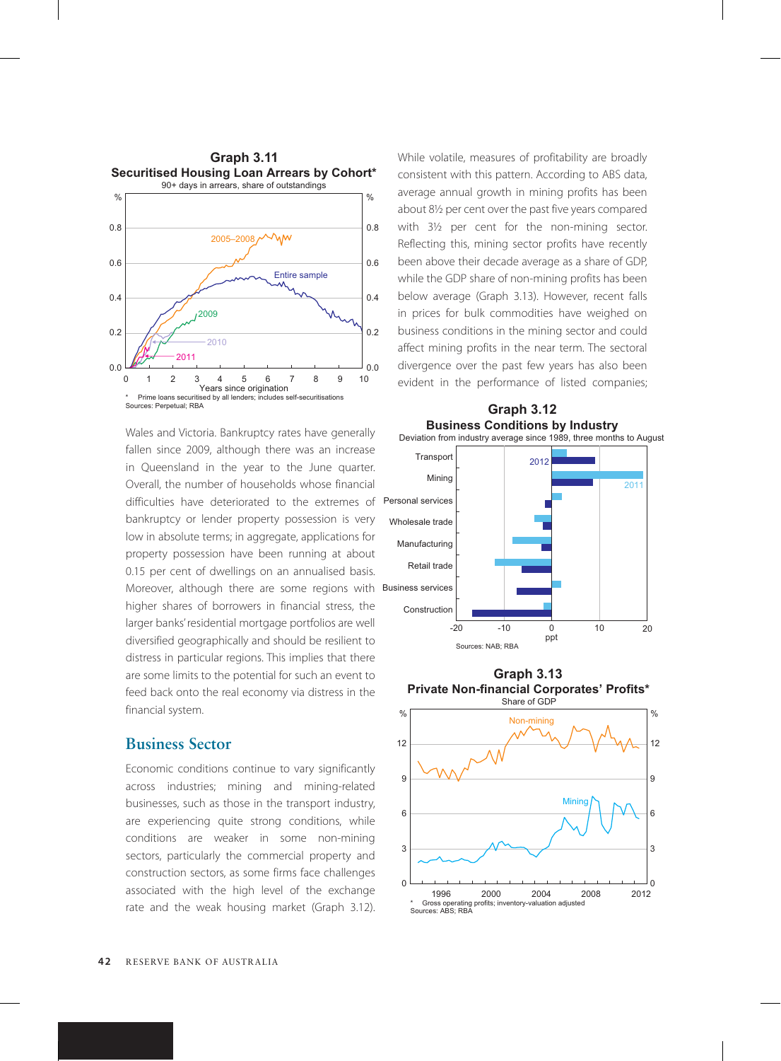**Graph 3.11**

**Securitised Housing Loan Arrears by Cohort***

90+ days in arrears, share of outstandings

\* Prime loans securitised by all lenders; includes self-securitisations

Sources: Perpetual; RBA

Wales and Victoria. Bankruptcy rates have generally fallen since 2009, although there was an increase in Queensland in the year to the June quarter. Overall, the number of households whose financial difficulties have deteriorated to the extremes of bankruptcy or lender property possession is very low in absolute terms; in aggregate, applications for property possession have been running at about 0.15 per cent of dwellings on an annualised basis. Moreover, although there are some regions with higher shares of borrowers in financial stress, the larger banks' residential mortgage portfolios are well diversified geographically and should be resilient to distress in particular regions. This implies that there are some limits to the potential for such an event to feed back onto the real economy via distress in the financial system.

## Business Sector

Economic conditions continue to vary significantly across industries; mining and mining-related businesses, such as those in the transport industry, are experiencing quite strong conditions, while conditions are weaker in some non-mining sectors, particularly the commercial property and construction sectors, as some firms face challenges associated with the high level of the exchange rate and the weak housing market (Graph 3.12). While volatile, measures of profitability are broadly consistent with this pattern. According to ABS data, average annual growth in mining profits has been about 8½ per cent over the past five years compared with 3½ per cent for the non-mining sector. Reflecting this, mining sector profits have recently been above their decade average as a share of GDP, while the GDP share of non-mining profits has been below average (Graph 3.13). However, recent falls in prices for bulk commodities have weighed on business conditions in the mining sector and could affect mining profits in the near term. The sectoral divergence over the past few years has also been evident in the performance of listed companies;

**Graph 3.12**

**Business Conditions by Industry**

Deviation from industry average since 1989, three months to August

Sources: NAB; RBA

**Graph 3.13**

**Private Non-financial Corporates' Profits***

Share of GDP

\* Gross operating profits; inventory-valuation adjusted

Sources: ABS; RBA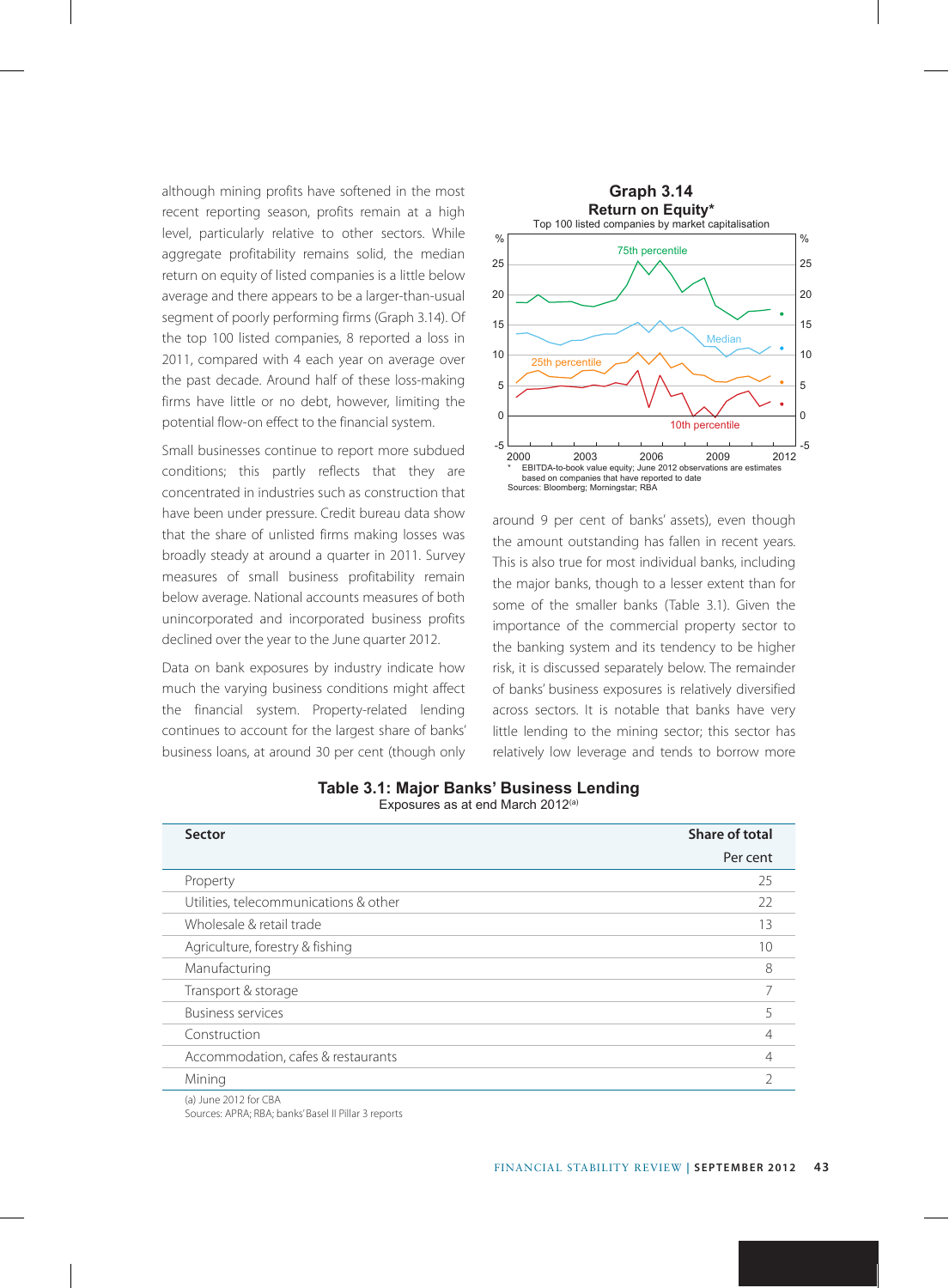although mining profits have softened in the most recent reporting season, profits remain at a high level, particularly relative to other sectors. While aggregate profitability remains solid, the median return on equity of listed companies is a little below average and there appears to be a larger-than-usual segment of poorly performing firms (Graph 3.14). Of the top 100 listed companies, 8 reported a loss in 2011, compared with 4 each year on average over the past decade. Around half of these loss-making firms have little or no debt, however, limiting the potential flow-on effect to the financial system.

Small businesses continue to report more subdued conditions; this partly reflects that they are concentrated in industries such as construction that have been under pressure. Credit bureau data show that the share of unlisted firms making losses was broadly steady at around a quarter in 2011. Survey measures of small business profitability remain below average. National accounts measures of both unincorporated and incorporated business profits declined over the year to the June quarter 2012.

Data on bank exposures by industry indicate how much the varying business conditions might affect the financial system. Property-related lending continues to account for the largest share of banks' business loans, at around 30 per cent (though only

**Graph 3.14**
**Return on Equity***
Top 100 listed companies by market capitalisation

\* EBITDA-to-book value equity; June 2012 observations are estimates based on companies that have reported to date
Sources: Bloomberg; Morningstar; RBA

around 9 per cent of banks' assets), even though the amount outstanding has fallen in recent years. This is also true for most individual banks, including the major banks, though to a lesser extent than for some of the smaller banks (Table 3.1). Given the importance of the commercial property sector to the banking system and its tendency to be higher risk, it is discussed separately below. The remainder of banks' business exposures is relatively diversified across sectors. It is notable that banks have very little lending to the mining sector; this sector has relatively low leverage and tends to borrow more

**Table 3.1: Major Banks' Business Lending**
Exposures as at end March 2012[(a)]

| Sector | Share of total |
|---|---|
| | Per cent |
| Property | 25 |
| Utilities, telecommunications & other | 22 |
| Wholesale & retail trade | 13 |
| Agriculture, forestry & fishing | 10 |
| Manufacturing | 8 |
| Transport & storage | 7 |
| Business services | 5 |
| Construction | 4 |
| Accommodation, cafes & restaurants | 4 |
| Mining | 2 |

(a) June 2012 for CBA
Sources: APRA; RBA; banks' Basel II Pillar 3 reports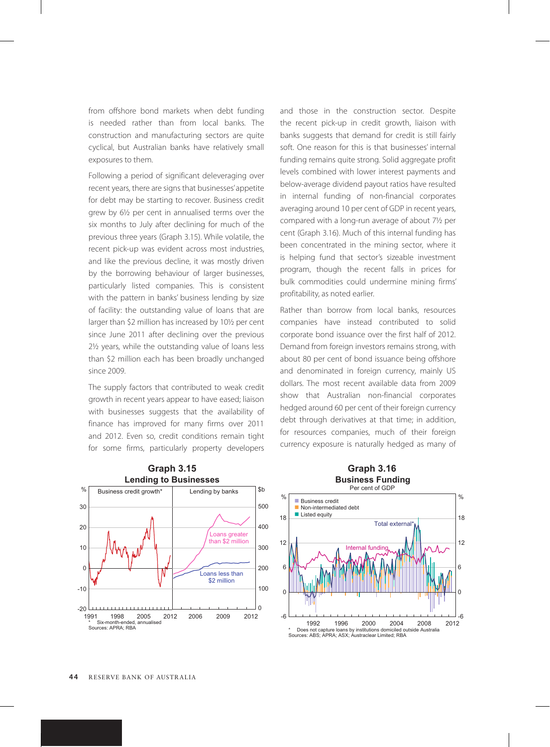from offshore bond markets when debt funding is needed rather than from local banks. The construction and manufacturing sectors are quite cyclical, but Australian banks have relatively small exposures to them.

Following a period of significant deleveraging over recent years, there are signs that businesses' appetite for debt may be starting to recover. Business credit grew by 6½ per cent in annualised terms over the six months to July after declining for much of the previous three years (Graph 3.15). While volatile, the recent pick-up was evident across most industries, and like the previous decline, it was mostly driven by the borrowing behaviour of larger businesses, particularly listed companies. This is consistent with the pattern in banks' business lending by size of facility: the outstanding value of loans that are larger than $2 million has increased by 10½ per cent since June 2011 after declining over the previous 2½ years, while the outstanding value of loans less than $2 million each has been broadly unchanged since 2009.

The supply factors that contributed to weak credit growth in recent years appear to have eased; liaison with businesses suggests that the availability of finance has improved for many firms over 2011 and 2012. Even so, credit conditions remain tight for some firms, particularly property developers and those in the construction sector. Despite the recent pick-up in credit growth, liaison with banks suggests that demand for credit is still fairly soft. One reason for this is that businesses' internal funding remains quite strong. Solid aggregate profit levels combined with lower interest payments and below-average dividend payout ratios have resulted in internal funding of non-financial corporates averaging around 10 per cent of GDP in recent years, compared with a long-run average of about 7½ per cent (Graph 3.16). Much of this internal funding has been concentrated in the mining sector, where it is helping fund that sector's sizeable investment program, though the recent falls in prices for bulk commodities could undermine mining firms' profitability, as noted earlier.

Rather than borrow from local banks, resources companies have instead contributed to solid corporate bond issuance over the first half of 2012. Demand from foreign investors remains strong, with about 80 per cent of bond issuance being offshore and denominated in foreign currency, mainly US dollars. The most recent available data from 2009 show that Australian non-financial corporates hedged around 60 per cent of their foreign currency debt through derivatives at that time; in addition, for resources companies, much of their foreign currency exposure is naturally hedged as many of

**Graph 3.15**
**Lending to Businesses**

\* Six-month-ended, annualised
Sources: APRA; RBA

**Graph 3.16**
**Business Funding**
Per cent of GDP

\* Does not capture loans by institutions domiciled outside Australia
Sources: ABS; APRA; ASX; Austraclear Limited; RBA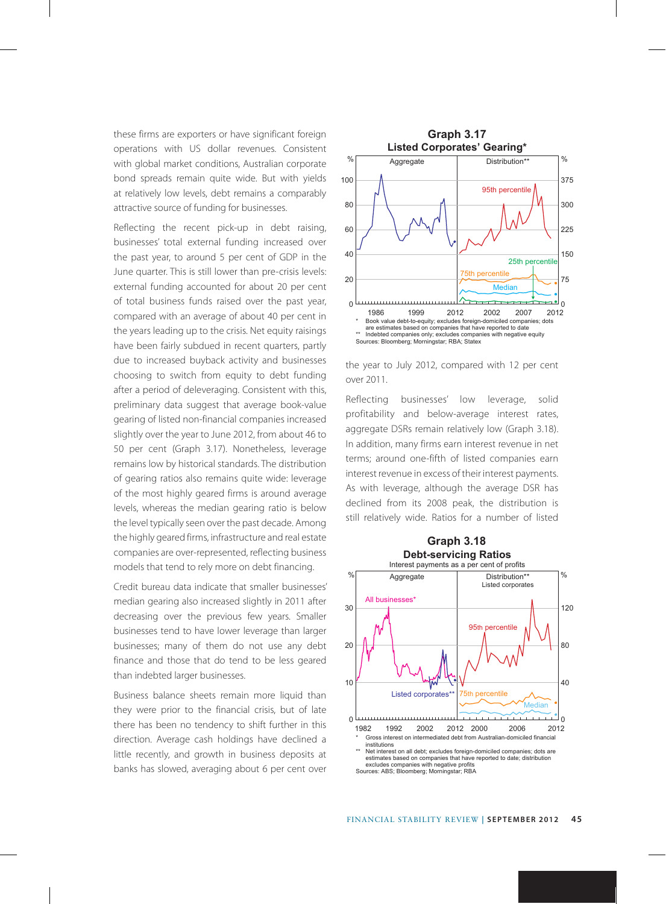these firms are exporters or have significant foreign operations with US dollar revenues. Consistent with global market conditions, Australian corporate bond spreads remain quite wide. But with yields at relatively low levels, debt remains a comparably attractive source of funding for businesses.

Reflecting the recent pick-up in debt raising, businesses' total external funding increased over the past year, to around 5 per cent of GDP in the June quarter. This is still lower than pre-crisis levels: external funding accounted for about 20 per cent of total business funds raised over the past year, compared with an average of about 40 per cent in the years leading up to the crisis. Net equity raisings have been fairly subdued in recent quarters, partly due to increased buyback activity and businesses choosing to switch from equity to debt funding after a period of deleveraging. Consistent with this, preliminary data suggest that average book-value gearing of listed non-financial companies increased slightly over the year to June 2012, from about 46 to 50 per cent (Graph 3.17). Nonetheless, leverage remains low by historical standards. The distribution of gearing ratios also remains quite wide: leverage of the most highly geared firms is around average levels, whereas the median gearing ratio is below the level typically seen over the past decade. Among the highly geared firms, infrastructure and real estate companies are over-represented, reflecting business models that tend to rely more on debt financing.

Credit bureau data indicate that smaller businesses' median gearing also increased slightly in 2011 after decreasing over the previous few years. Smaller businesses tend to have lower leverage than larger businesses; many of them do not use any debt finance and those that do tend to be less geared than indebted larger businesses.

Business balance sheets remain more liquid than they were prior to the financial crisis, but of late there has been no tendency to shift further in this direction. Average cash holdings have declined a little recently, and growth in business deposits at banks has slowed, averaging about 6 per cent over the year to July 2012, compared with 12 per cent over 2011.

**Graph 3.17**
**Listed Corporates' Gearing***

\* Book value debt-to-equity; excludes foreign-domiciled companies; dots are estimates based on companies that have reported to date
\*\* Indebted companies only; excludes companies with negative equity
Sources: Bloomberg; Morningstar; RBA; Statex

Reflecting businesses' low leverage, solid profitability and below-average interest rates, aggregate DSRs remain relatively low (Graph 3.18). In addition, many firms earn interest revenue in net terms; around one-fifth of listed companies earn interest revenue in excess of their interest payments. As with leverage, although the average DSR has declined from its 2008 peak, the distribution is still relatively wide. Ratios for a number of listed

**Graph 3.18**
**Debt-servicing Ratios**
Interest payments as a per cent of profits

\* Gross interest on intermediated debt from Australian-domiciled financial institutions
\*\* Net interest on all debt; excludes foreign-domiciled companies; dots are estimates based on companies that have reported to date; distribution excludes companies with negative profits
Sources: ABS; Bloomberg; Morningstar; RBA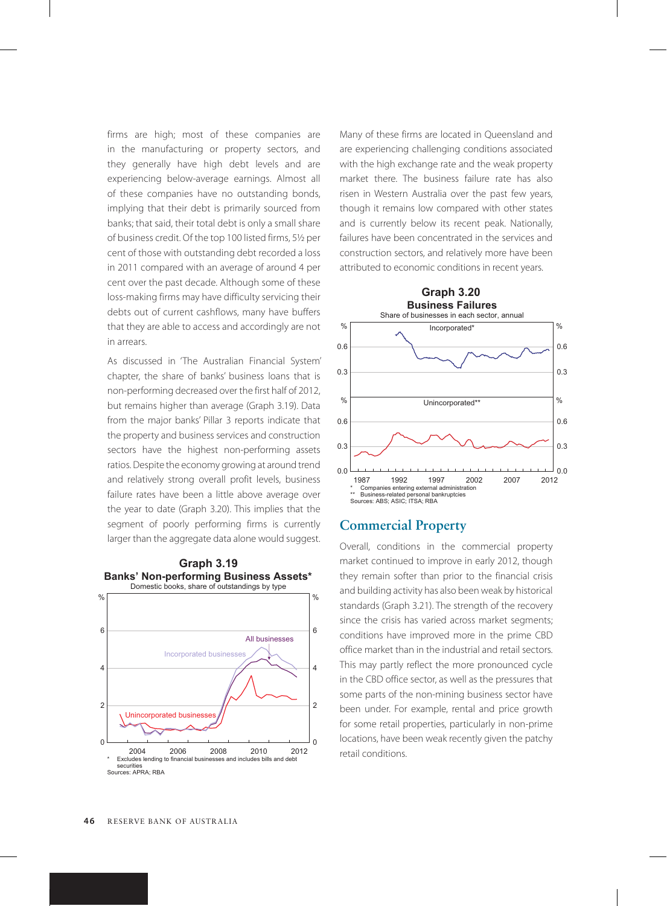firms are high; most of these companies are in the manufacturing or property sectors, and they generally have high debt levels and are experiencing below-average earnings. Almost all of these companies have no outstanding bonds, implying that their debt is primarily sourced from banks; that said, their total debt is only a small share of business credit. Of the top 100 listed firms, 5½ per cent of those with outstanding debt recorded a loss in 2011 compared with an average of around 4 per cent over the past decade. Although some of these loss-making firms may have difficulty servicing their debts out of current cashflows, many have buffers that they are able to access and accordingly are not in arrears.

As discussed in 'The Australian Financial System' chapter, the share of banks' business loans that is non-performing decreased over the first half of 2012, but remains higher than average (Graph 3.19). Data from the major banks' Pillar 3 reports indicate that the property and business services and construction sectors have the highest non-performing assets ratios. Despite the economy growing at around trend and relatively strong overall profit levels, business failure rates have been a little above average over the year to date (Graph 3.20). This implies that the segment of poorly performing firms is currently larger than the aggregate data alone would suggest.

**Graph 3.19**
**Banks' Non-performing Business Assets***
Domestic books, share of outstandings by type

\* Excludes lending to financial businesses and includes bills and debt securities
Sources: APRA; RBA

Many of these firms are located in Queensland and are experiencing challenging conditions associated with the high exchange rate and the weak property market there. The business failure rate has also risen in Western Australia over the past few years, though it remains low compared with other states and is currently below its recent peak. Nationally, failures have been concentrated in the services and construction sectors, and relatively more have been attributed to economic conditions in recent years.

**Graph 3.20**
**Business Failures**
Share of businesses in each sector, annual

\* Companies entering external administration
\*\* Business-related personal bankruptcies
Sources: ABS; ASIC; ITSA; RBA

## Commercial Property

Overall, conditions in the commercial property market continued to improve in early 2012, though they remain softer than prior to the financial crisis and building activity has also been weak by historical standards (Graph 3.21). The strength of the recovery since the crisis has varied across market segments; conditions have improved more in the prime CBD office market than in the industrial and retail sectors. This may partly reflect the more pronounced cycle in the CBD office sector, as well as the pressures that some parts of the non-mining business sector have been under. For example, rental and price growth for some retail properties, particularly in non-prime locations, have been weak recently given the patchy retail conditions.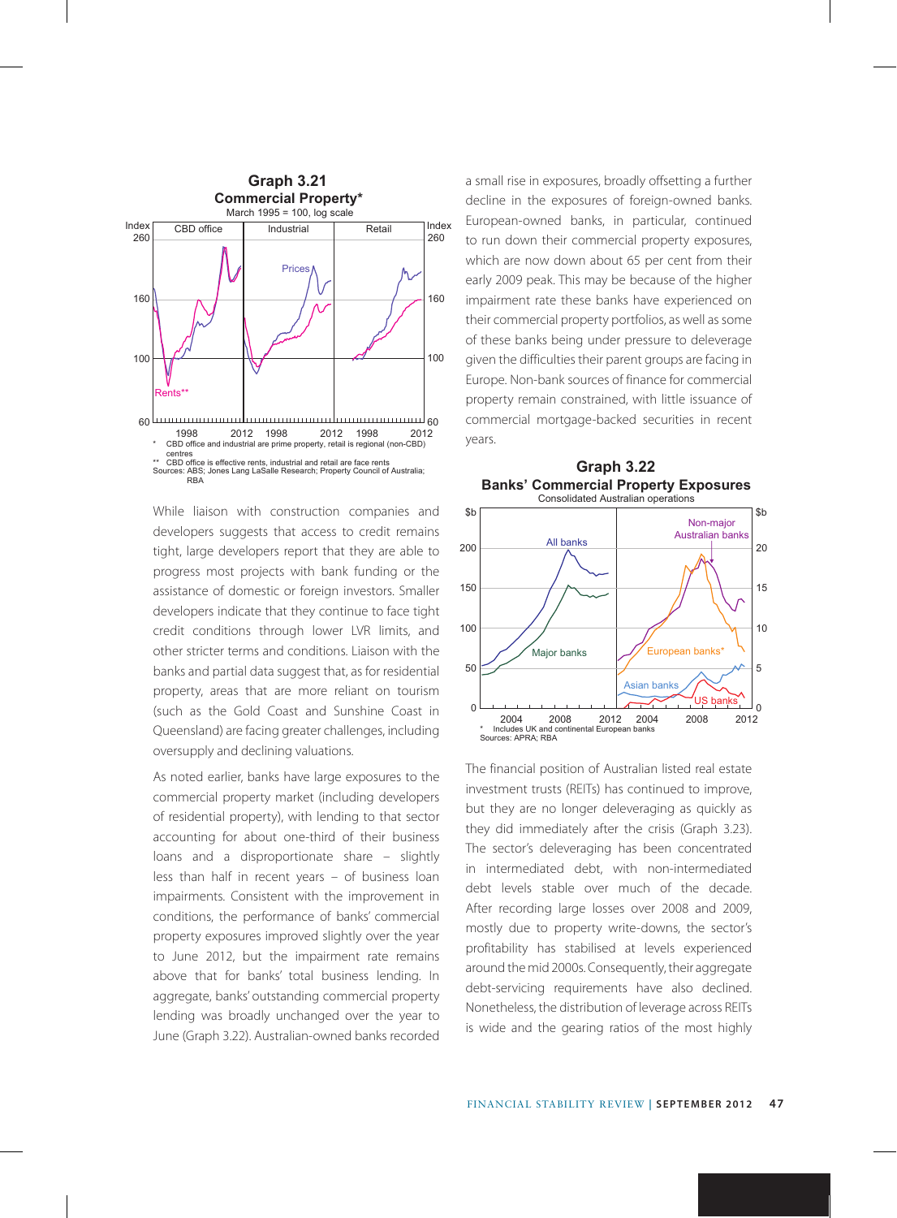**Graph 3.21**
**Commercial Property***
March 1995 = 100, log scale

\* CBD office and industrial are prime property, retail is regional (non-CBD) centres
\*\* CBD office is effective rents, industrial and retail are face rents
Sources: ABS; Jones Lang LaSalle Research; Property Council of Australia; RBA

While liaison with construction companies and developers suggests that access to credit remains tight, large developers report that they are able to progress most projects with bank funding or the assistance of domestic or foreign investors. Smaller developers indicate that they continue to face tight credit conditions through lower LVR limits, and other stricter terms and conditions. Liaison with the banks and partial data suggest that, as for residential property, areas that are more reliant on tourism (such as the Gold Coast and Sunshine Coast in Queensland) are facing greater challenges, including oversupply and declining valuations.

As noted earlier, banks have large exposures to the commercial property market (including developers of residential property), with lending to that sector accounting for about one-third of their business loans and a disproportionate share – slightly less than half in recent years – of business loan impairments. Consistent with the improvement in conditions, the performance of banks' commercial property exposures improved slightly over the year to June 2012, but the impairment rate remains above that for banks' total business lending. In aggregate, banks' outstanding commercial property lending was broadly unchanged over the year to June (Graph 3.22). Australian-owned banks recorded a small rise in exposures, broadly offsetting a further decline in the exposures of foreign-owned banks. European-owned banks, in particular, continued to run down their commercial property exposures, which are now down about 65 per cent from their early 2009 peak. This may be because of the higher impairment rate these banks have experienced on their commercial property portfolios, as well as some of these banks being under pressure to deleverage given the difficulties their parent groups are facing in Europe. Non-bank sources of finance for commercial property remain constrained, with little issuance of commercial mortgage-backed securities in recent years.

**Graph 3.22**
**Banks' Commercial Property Exposures**
Consolidated Australian operations

\* Includes UK and continental European banks
Sources: APRA; RBA

The financial position of Australian listed real estate investment trusts (REITs) has continued to improve, but they are no longer deleveraging as quickly as they did immediately after the crisis (Graph 3.23). The sector's deleveraging has been concentrated in intermediated debt, with non-intermediated debt levels stable over much of the decade. After recording large losses over 2008 and 2009, mostly due to property write-downs, the sector's profitability has stabilised at levels experienced around the mid 2000s. Consequently, their aggregate debt-servicing requirements have also declined. Nonetheless, the distribution of leverage across REITs is wide and the gearing ratios of the most highly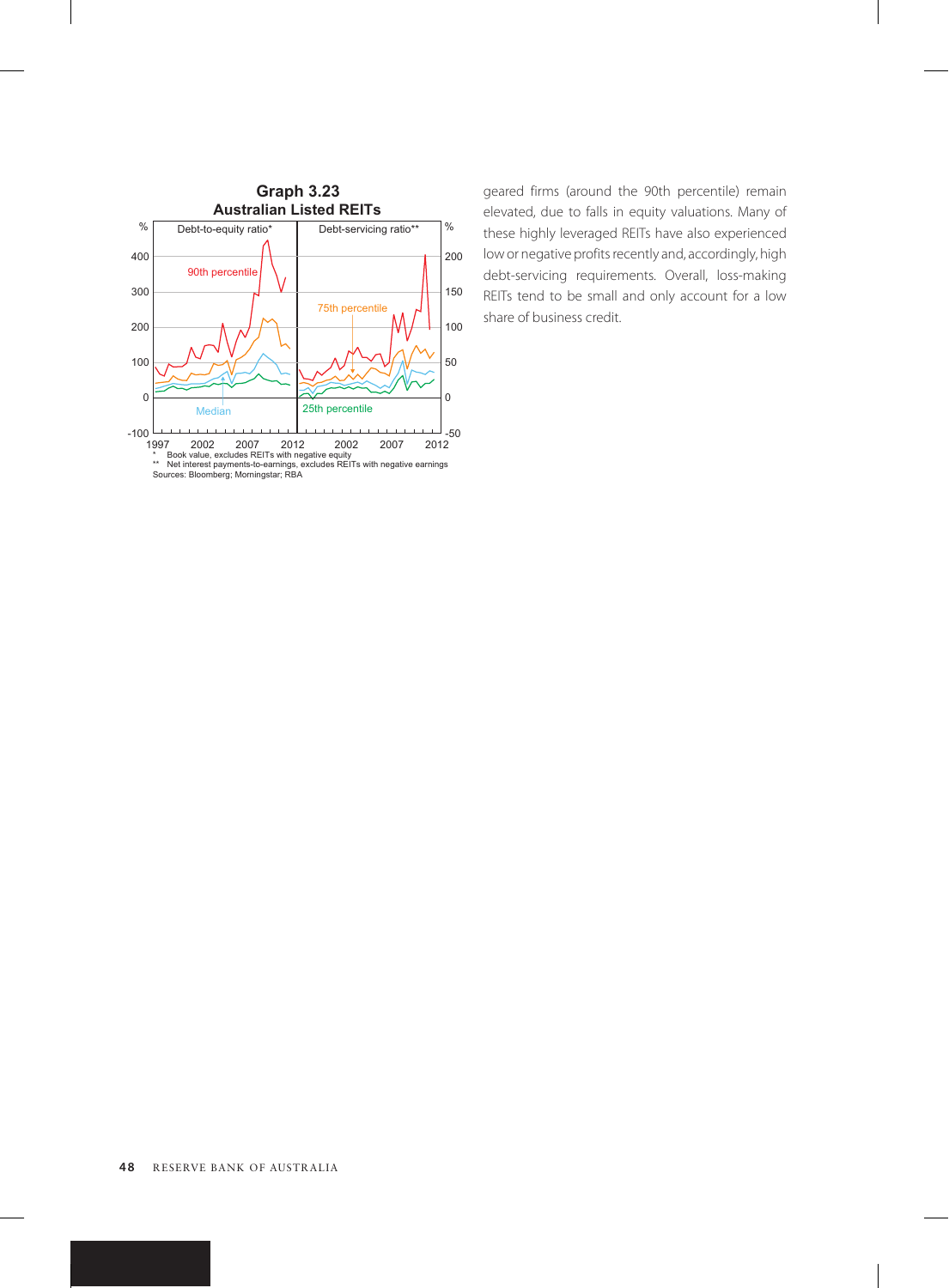**Graph 3.23**
**Australian Listed REITs**

%
Debt-to-equity ratio*
Debt-servicing ratio**
%
400
300
200
100
0
-100
200
150
100
50
0
-50
90th percentile
75th percentile
Median
25th percentile
1997
2002
2007
2012
2002
2007
2012

\* Book value, excludes REITs with negative equity
** Net interest payments-to-earnings, excludes REITs with negative earnings
Sources: Bloomberg; Morningstar; RBA

geared firms (around the 90th percentile) remain elevated, due to falls in equity valuations. Many of these highly leveraged REITs have also experienced low or negative profits recently and, accordingly, high debt-servicing requirements. Overall, loss-making REITs tend to be small and only account for a low share of business credit.